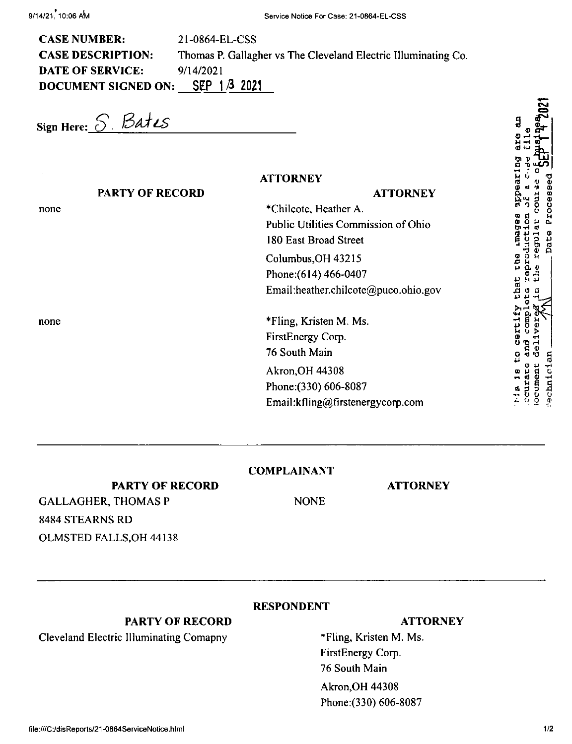**CASE NUMBER:** 21-0864-EL-CSS

**CASE DESCRIPTION:** Thomas P. Gallagher vs The Cleveland Electric Illuminating Co.

**DATE OF SERVICE:** 9/14/2021

**DOCUMENT SIGNED ON:** SEP 13 2021

Sign Here: S. Bates

This is to certify that the images appearing are an accurate and complete reproduction of a case file document delivered in the regular course of business. Technician ______ Date Processed SEP 14 2021

## ATTORNEY

| PARTY OF RECORD | ATTORNEY |
|---|---|
| none | *Chilcote, Heather A.<br>Public Utilities Commission of Ohio<br>180 East Broad Street<br>Columbus,OH 43215<br>Phone:(614) 466-0407<br>Email:heather.chilcote@puco.ohio.gov |
| none | *Fling, Kristen M. Ms.<br>FirstEnergy Corp.<br>76 South Main<br>Akron,OH 44308<br>Phone:(330) 606-8087<br>Email:kfling@firstenergycorp.com |

## COMPLAINANT

| PARTY OF RECORD | ATTORNEY |
|---|---|
| GALLAGHER, THOMAS P<br>8484 STEARNS RD<br>OLMSTED FALLS,OH 44138 | NONE |

## RESPONDENT

| PARTY OF RECORD | ATTORNEY |
|---|---|
| Cleveland Electric Illuminating Comapny | *Fling, Kristen M. Ms.<br>FirstEnergy Corp.<br>76 South Main<br>Akron,OH 44308<br>Phone:(330) 606-8087 |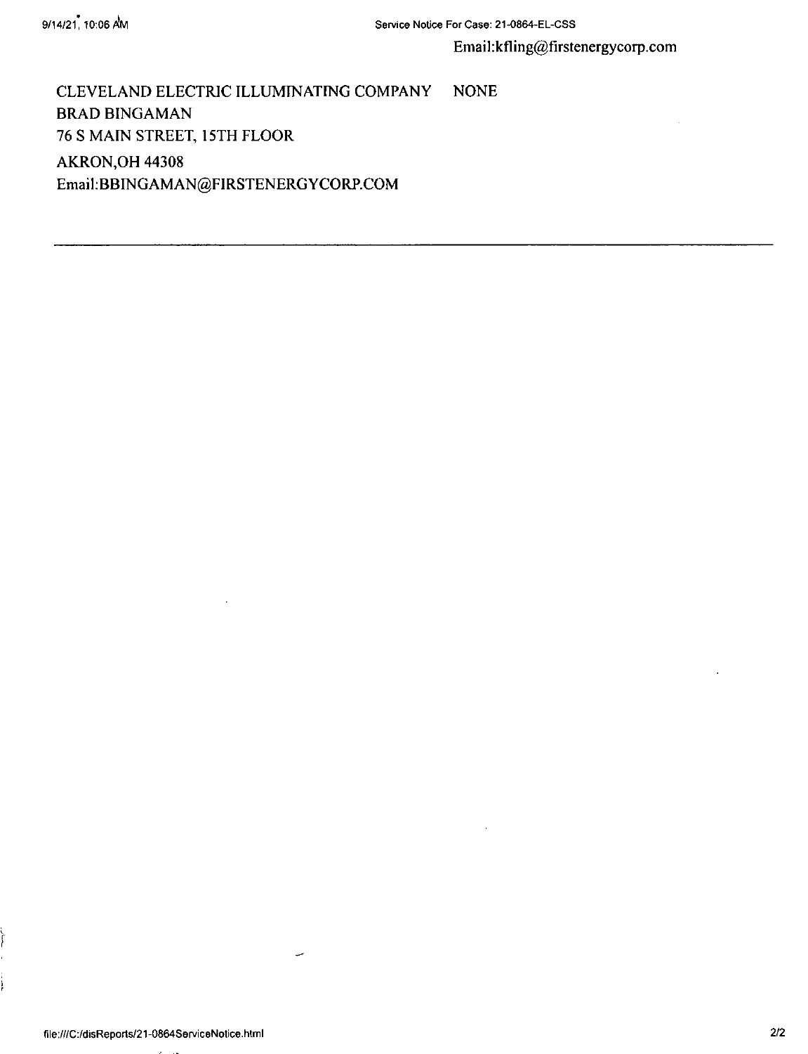Email:kfling@firstenergycorp.com

CLEVELAND ELECTRIC ILLUMINATING COMPANY NONE
BRAD BINGAMAN
76 S MAIN STREET, 15TH FLOOR
AKRON,OH 44308
Email:BBINGAMAN@FIRSTENERGYCORP.COM

---